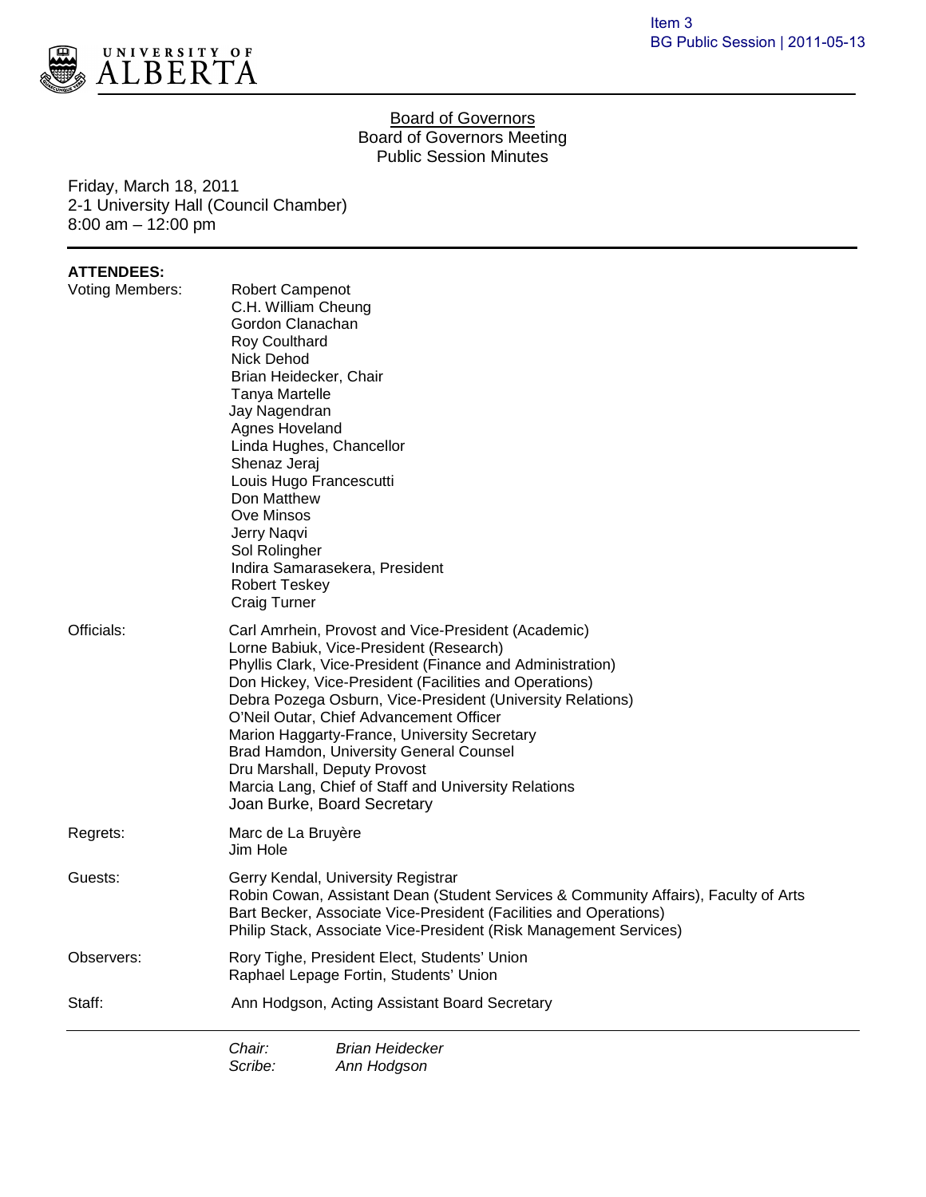Item 3
BG Public Session | 2011-05-13

UNIVERSITY OF ALBERTA

# Board of Governors
## Board of Governors Meeting
## Public Session Minutes

Friday, March 18, 2011
2-1 University Hall (Council Chamber)
8:00 am – 12:00 pm

**ATTENDEES:**

Voting Members:
Robert Campenot
C.H. William Cheung
Gordon Clanachan
Roy Coulthard
Nick Dehod
Brian Heidecker, Chair
Tanya Martelle
Jay Nagendran
Agnes Hoveland
Linda Hughes, Chancellor
Shenaz Jeraj
Louis Hugo Francescutti
Don Matthew
Ove Minsos
Jerry Naqvi
Sol Rolingher
Indira Samarasekera, President
Robert Teskey
Craig Turner

Officials:
Carl Amrhein, Provost and Vice-President (Academic)
Lorne Babiuk, Vice-President (Research)
Phyllis Clark, Vice-President (Finance and Administration)
Don Hickey, Vice-President (Facilities and Operations)
Debra Pozega Osburn, Vice-President (University Relations)
O'Neil Outar, Chief Advancement Officer
Marion Haggarty-France, University Secretary
Brad Hamdon, University General Counsel
Dru Marshall, Deputy Provost
Marcia Lang, Chief of Staff and University Relations
Joan Burke, Board Secretary

Regrets:
Marc de La Bruyère
Jim Hole

Guests:
Gerry Kendal, University Registrar
Robin Cowan, Assistant Dean (Student Services & Community Affairs), Faculty of Arts
Bart Becker, Associate Vice-President (Facilities and Operations)
Philip Stack, Associate Vice-President (Risk Management Services)

Observers:
Rory Tighe, President Elect, Students' Union
Raphael Lepage Fortin, Students' Union

Staff:
Ann Hodgson, Acting Assistant Board Secretary

---

*Chair:* *Brian Heidecker*
*Scribe:* *Ann Hodgson*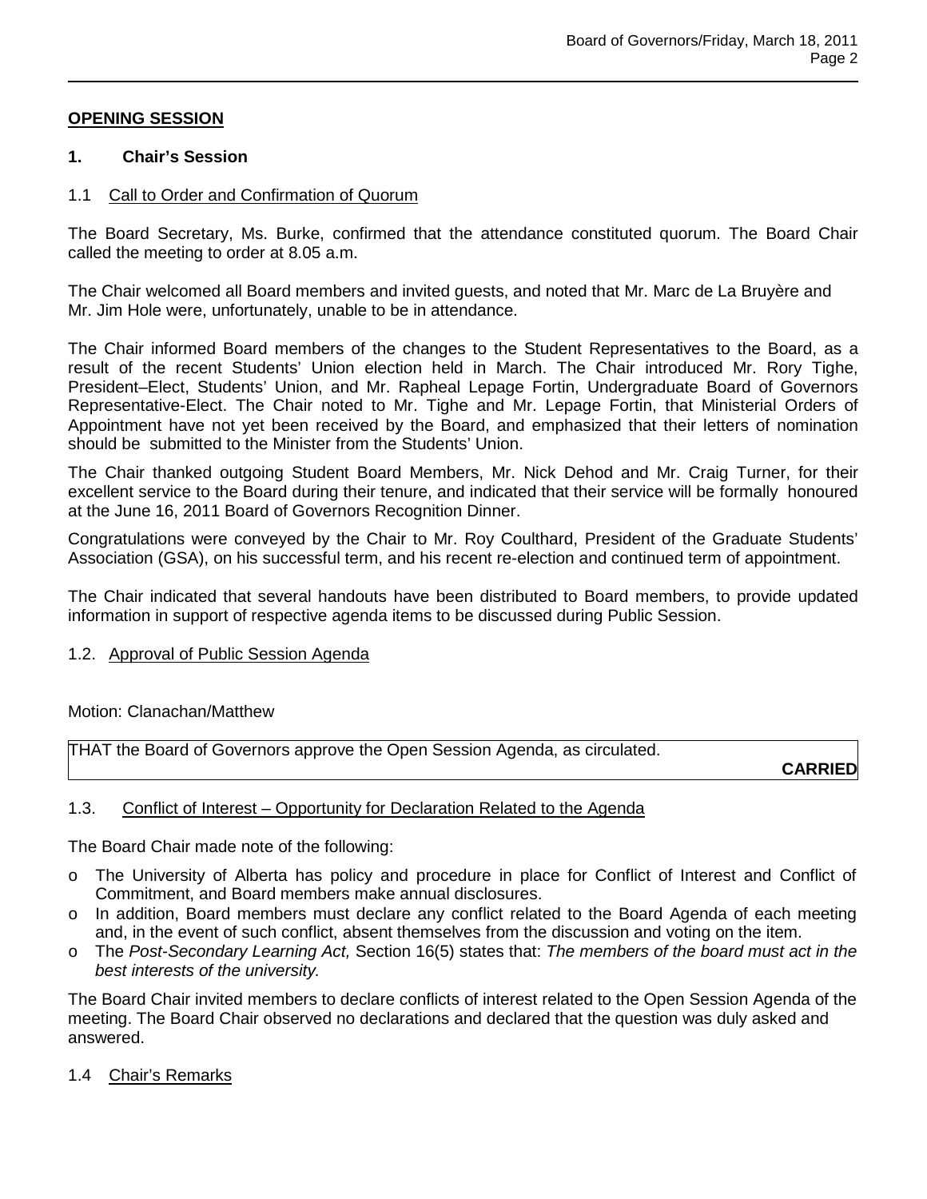## OPENING SESSION

### 1. Chair's Session

1.1 Call to Order and Confirmation of Quorum

The Board Secretary, Ms. Burke, confirmed that the attendance constituted quorum. The Board Chair called the meeting to order at 8.05 a.m.

The Chair welcomed all Board members and invited guests, and noted that Mr. Marc de La Bruyère and Mr. Jim Hole were, unfortunately, unable to be in attendance.

The Chair informed Board members of the changes to the Student Representatives to the Board, as a result of the recent Students' Union election held in March. The Chair introduced Mr. Rory Tighe, President–Elect, Students' Union, and Mr. Rapheal Lepage Fortin, Undergraduate Board of Governors Representative-Elect. The Chair noted to Mr. Tighe and Mr. Lepage Fortin, that Ministerial Orders of Appointment have not yet been received by the Board, and emphasized that their letters of nomination should be submitted to the Minister from the Students' Union.

The Chair thanked outgoing Student Board Members, Mr. Nick Dehod and Mr. Craig Turner, for their excellent service to the Board during their tenure, and indicated that their service will be formally honoured at the June 16, 2011 Board of Governors Recognition Dinner.

Congratulations were conveyed by the Chair to Mr. Roy Coulthard, President of the Graduate Students' Association (GSA), on his successful term, and his recent re-election and continued term of appointment.

The Chair indicated that several handouts have been distributed to Board members, to provide updated information in support of respective agenda items to be discussed during Public Session.

1.2. Approval of Public Session Agenda

Motion: Clanachan/Matthew

THAT the Board of Governors approve the Open Session Agenda, as circulated.

**CARRIED**

1.3. Conflict of Interest – Opportunity for Declaration Related to the Agenda

The Board Chair made note of the following:

- The University of Alberta has policy and procedure in place for Conflict of Interest and Conflict of Commitment, and Board members make annual disclosures.
- In addition, Board members must declare any conflict related to the Board Agenda of each meeting and, in the event of such conflict, absent themselves from the discussion and voting on the item.
- The *Post-Secondary Learning Act,* Section 16(5) states that: *The members of the board must act in the best interests of the university.*

The Board Chair invited members to declare conflicts of interest related to the Open Session Agenda of the meeting. The Board Chair observed no declarations and declared that the question was duly asked and answered.

1.4 Chair's Remarks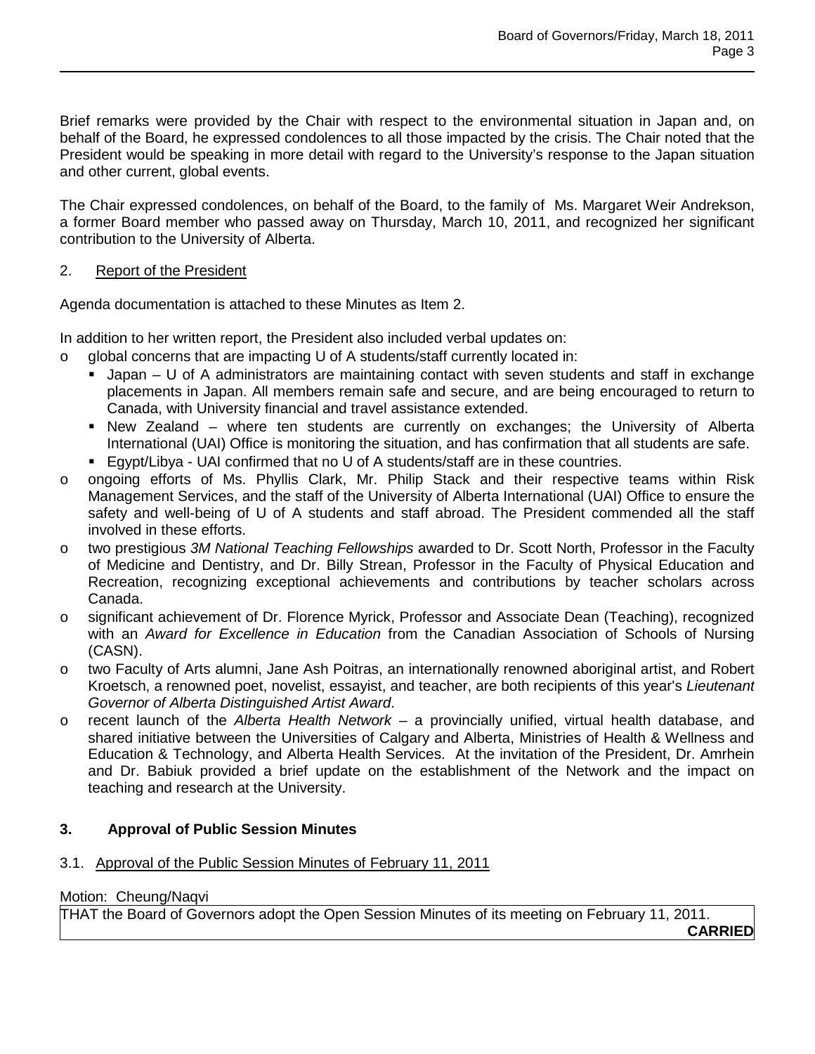Brief remarks were provided by the Chair with respect to the environmental situation in Japan and, on behalf of the Board, he expressed condolences to all those impacted by the crisis. The Chair noted that the President would be speaking in more detail with regard to the University's response to the Japan situation and other current, global events.

The Chair expressed condolences, on behalf of the Board, to the family of Ms. Margaret Weir Andrekson, a former Board member who passed away on Thursday, March 10, 2011, and recognized her significant contribution to the University of Alberta.

2. Report of the President

Agenda documentation is attached to these Minutes as Item 2.

In addition to her written report, the President also included verbal updates on:

- global concerns that are impacting U of A students/staff currently located in:
  - Japan – U of A administrators are maintaining contact with seven students and staff in exchange placements in Japan. All members remain safe and secure, and are being encouraged to return to Canada, with University financial and travel assistance extended.
  - New Zealand – where ten students are currently on exchanges; the University of Alberta International (UAI) Office is monitoring the situation, and has confirmation that all students are safe.
  - Egypt/Libya - UAI confirmed that no U of A students/staff are in these countries.
- ongoing efforts of Ms. Phyllis Clark, Mr. Philip Stack and their respective teams within Risk Management Services, and the staff of the University of Alberta International (UAI) Office to ensure the safety and well-being of U of A students and staff abroad. The President commended all the staff involved in these efforts.
- two prestigious *3M National Teaching Fellowships* awarded to Dr. Scott North, Professor in the Faculty of Medicine and Dentistry, and Dr. Billy Strean, Professor in the Faculty of Physical Education and Recreation, recognizing exceptional achievements and contributions by teacher scholars across Canada.
- significant achievement of Dr. Florence Myrick, Professor and Associate Dean (Teaching), recognized with an *Award for Excellence in Education* from the Canadian Association of Schools of Nursing (CASN).
- two Faculty of Arts alumni, Jane Ash Poitras, an internationally renowned aboriginal artist, and Robert Kroetsch, a renowned poet, novelist, essayist, and teacher, are both recipients of this year's *Lieutenant Governor of Alberta Distinguished Artist Award*.
- recent launch of the *Alberta Health Network* – a provincially unified, virtual health database, and shared initiative between the Universities of Calgary and Alberta, Ministries of Health & Wellness and Education & Technology, and Alberta Health Services. At the invitation of the President, Dr. Amrhein and Dr. Babiuk provided a brief update on the establishment of the Network and the impact on teaching and research at the University.

## 3. Approval of Public Session Minutes

3.1. Approval of the Public Session Minutes of February 11, 2011

Motion: Cheung/Naqvi

| THAT the Board of Governors adopt the Open Session Minutes of its meeting on February 11, 2011. **CARRIED** |
|---|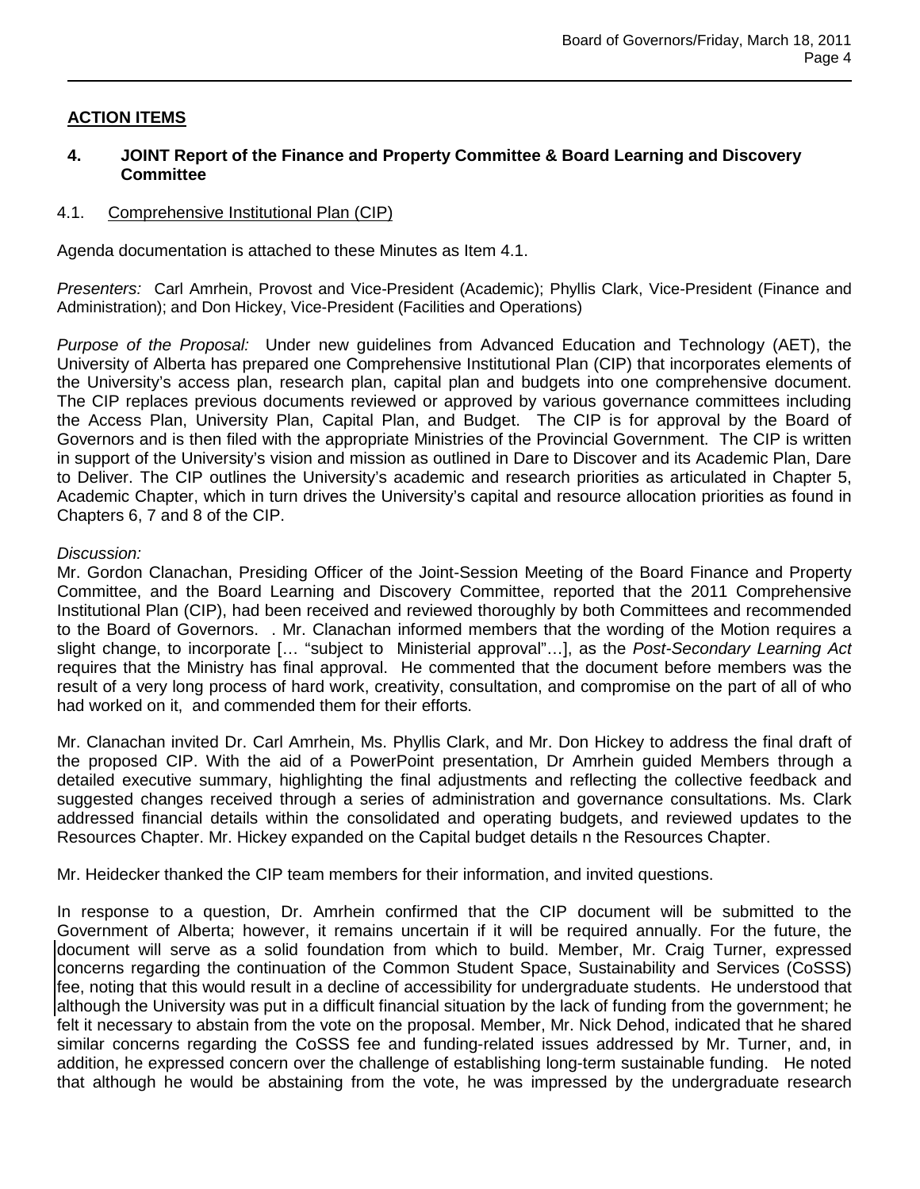## ACTION ITEMS

### 4. JOINT Report of the Finance and Property Committee & Board Learning and Discovery Committee

4.1. Comprehensive Institutional Plan (CIP)

Agenda documentation is attached to these Minutes as Item 4.1.

*Presenters:* Carl Amrhein, Provost and Vice-President (Academic); Phyllis Clark, Vice-President (Finance and Administration); and Don Hickey, Vice-President (Facilities and Operations)

*Purpose of the Proposal:* Under new guidelines from Advanced Education and Technology (AET), the University of Alberta has prepared one Comprehensive Institutional Plan (CIP) that incorporates elements of the University's access plan, research plan, capital plan and budgets into one comprehensive document. The CIP replaces previous documents reviewed or approved by various governance committees including the Access Plan, University Plan, Capital Plan, and Budget. The CIP is for approval by the Board of Governors and is then filed with the appropriate Ministries of the Provincial Government. The CIP is written in support of the University's vision and mission as outlined in Dare to Discover and its Academic Plan, Dare to Deliver. The CIP outlines the University's academic and research priorities as articulated in Chapter 5, Academic Chapter, which in turn drives the University's capital and resource allocation priorities as found in Chapters 6, 7 and 8 of the CIP.

*Discussion:*

Mr. Gordon Clanachan, Presiding Officer of the Joint-Session Meeting of the Board Finance and Property Committee, and the Board Learning and Discovery Committee, reported that the 2011 Comprehensive Institutional Plan (CIP), had been received and reviewed thoroughly by both Committees and recommended to the Board of Governors. . Mr. Clanachan informed members that the wording of the Motion requires a slight change, to incorporate [… "subject to Ministerial approval"…], as the *Post-Secondary Learning Act* requires that the Ministry has final approval. He commented that the document before members was the result of a very long process of hard work, creativity, consultation, and compromise on the part of all of who had worked on it, and commended them for their efforts.

Mr. Clanachan invited Dr. Carl Amrhein, Ms. Phyllis Clark, and Mr. Don Hickey to address the final draft of the proposed CIP. With the aid of a PowerPoint presentation, Dr Amrhein guided Members through a detailed executive summary, highlighting the final adjustments and reflecting the collective feedback and suggested changes received through a series of administration and governance consultations. Ms. Clark addressed financial details within the consolidated and operating budgets, and reviewed updates to the Resources Chapter. Mr. Hickey expanded on the Capital budget details n the Resources Chapter.

Mr. Heidecker thanked the CIP team members for their information, and invited questions.

In response to a question, Dr. Amrhein confirmed that the CIP document will be submitted to the Government of Alberta; however, it remains uncertain if it will be required annually. For the future, the document will serve as a solid foundation from which to build. Member, Mr. Craig Turner, expressed concerns regarding the continuation of the Common Student Space, Sustainability and Services (CoSSS) fee, noting that this would result in a decline of accessibility for undergraduate students. He understood that although the University was put in a difficult financial situation by the lack of funding from the government; he felt it necessary to abstain from the vote on the proposal. Member, Mr. Nick Dehod, indicated that he shared similar concerns regarding the CoSSS fee and funding-related issues addressed by Mr. Turner, and, in addition, he expressed concern over the challenge of establishing long-term sustainable funding. He noted that although he would be abstaining from the vote, he was impressed by the undergraduate research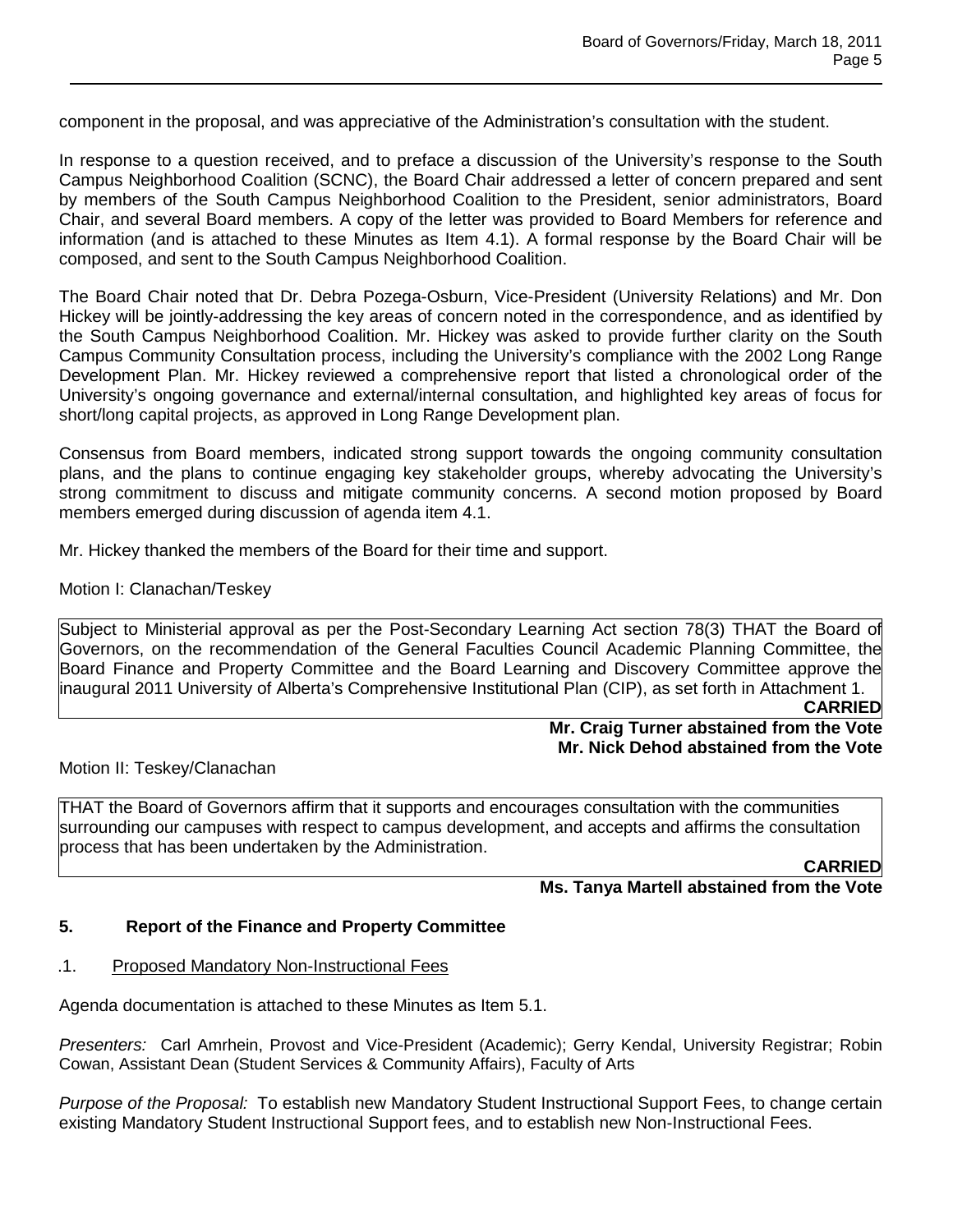component in the proposal, and was appreciative of the Administration's consultation with the student.

In response to a question received, and to preface a discussion of the University's response to the South Campus Neighborhood Coalition (SCNC), the Board Chair addressed a letter of concern prepared and sent by members of the South Campus Neighborhood Coalition to the President, senior administrators, Board Chair, and several Board members. A copy of the letter was provided to Board Members for reference and information (and is attached to these Minutes as Item 4.1). A formal response by the Board Chair will be composed, and sent to the South Campus Neighborhood Coalition.

The Board Chair noted that Dr. Debra Pozega-Osburn, Vice-President (University Relations) and Mr. Don Hickey will be jointly-addressing the key areas of concern noted in the correspondence, and as identified by the South Campus Neighborhood Coalition. Mr. Hickey was asked to provide further clarity on the South Campus Community Consultation process, including the University's compliance with the 2002 Long Range Development Plan. Mr. Hickey reviewed a comprehensive report that listed a chronological order of the University's ongoing governance and external/internal consultation, and highlighted key areas of focus for short/long capital projects, as approved in Long Range Development plan.

Consensus from Board members, indicated strong support towards the ongoing community consultation plans, and the plans to continue engaging key stakeholder groups, whereby advocating the University's strong commitment to discuss and mitigate community concerns. A second motion proposed by Board members emerged during discussion of agenda item 4.1.

Mr. Hickey thanked the members of the Board for their time and support.

Motion I: Clanachan/Teskey

Subject to Ministerial approval as per the Post-Secondary Learning Act section 78(3) THAT the Board of Governors, on the recommendation of the General Faculties Council Academic Planning Committee, the Board Finance and Property Committee and the Board Learning and Discovery Committee approve the inaugural 2011 University of Alberta's Comprehensive Institutional Plan (CIP), as set forth in Attachment 1.

**CARRIED**

**Mr. Craig Turner abstained from the Vote**
**Mr. Nick Dehod abstained from the Vote**

Motion II: Teskey/Clanachan

THAT the Board of Governors affirm that it supports and encourages consultation with the communities surrounding our campuses with respect to campus development, and accepts and affirms the consultation process that has been undertaken by the Administration.

**CARRIED**

**Ms. Tanya Martell abstained from the Vote**

## 5. Report of the Finance and Property Committee

### .1. Proposed Mandatory Non-Instructional Fees

Agenda documentation is attached to these Minutes as Item 5.1.

*Presenters:* Carl Amrhein, Provost and Vice-President (Academic); Gerry Kendal, University Registrar; Robin Cowan, Assistant Dean (Student Services & Community Affairs), Faculty of Arts

*Purpose of the Proposal:* To establish new Mandatory Student Instructional Support Fees, to change certain existing Mandatory Student Instructional Support fees, and to establish new Non-Instructional Fees.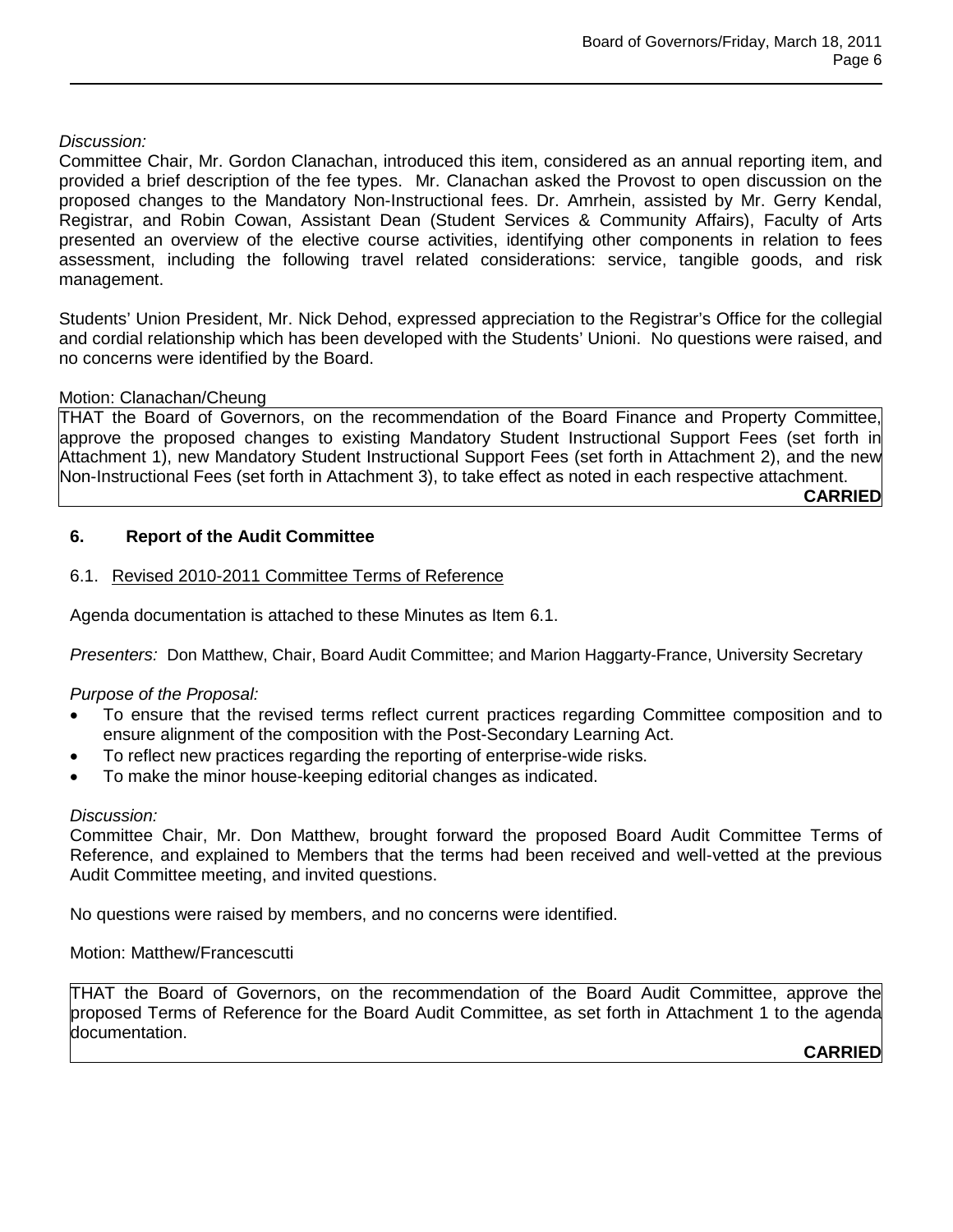*Discussion:*
Committee Chair, Mr. Gordon Clanachan, introduced this item, considered as an annual reporting item, and provided a brief description of the fee types. Mr. Clanachan asked the Provost to open discussion on the proposed changes to the Mandatory Non-Instructional fees. Dr. Amrhein, assisted by Mr. Gerry Kendal, Registrar, and Robin Cowan, Assistant Dean (Student Services & Community Affairs), Faculty of Arts presented an overview of the elective course activities, identifying other components in relation to fees assessment, including the following travel related considerations: service, tangible goods, and risk management.

Students' Union President, Mr. Nick Dehod, expressed appreciation to the Registrar's Office for the collegial and cordial relationship which has been developed with the Students' Unioni. No questions were raised, and no concerns were identified by the Board.

Motion: Clanachan/Cheung

THAT the Board of Governors, on the recommendation of the Board Finance and Property Committee, approve the proposed changes to existing Mandatory Student Instructional Support Fees (set forth in Attachment 1), new Mandatory Student Instructional Support Fees (set forth in Attachment 2), and the new Non-Instructional Fees (set forth in Attachment 3), to take effect as noted in each respective attachment.

**CARRIED**

## 6. Report of the Audit Committee

### 6.1. Revised 2010-2011 Committee Terms of Reference

Agenda documentation is attached to these Minutes as Item 6.1.

*Presenters:* Don Matthew, Chair, Board Audit Committee; and Marion Haggarty-France, University Secretary

*Purpose of the Proposal:*

- To ensure that the revised terms reflect current practices regarding Committee composition and to ensure alignment of the composition with the Post-Secondary Learning Act.
- To reflect new practices regarding the reporting of enterprise-wide risks.
- To make the minor house-keeping editorial changes as indicated.

*Discussion:*
Committee Chair, Mr. Don Matthew, brought forward the proposed Board Audit Committee Terms of Reference, and explained to Members that the terms had been received and well-vetted at the previous Audit Committee meeting, and invited questions.

No questions were raised by members, and no concerns were identified.

Motion: Matthew/Francescutti

THAT the Board of Governors, on the recommendation of the Board Audit Committee, approve the proposed Terms of Reference for the Board Audit Committee, as set forth in Attachment 1 to the agenda documentation.

**CARRIED**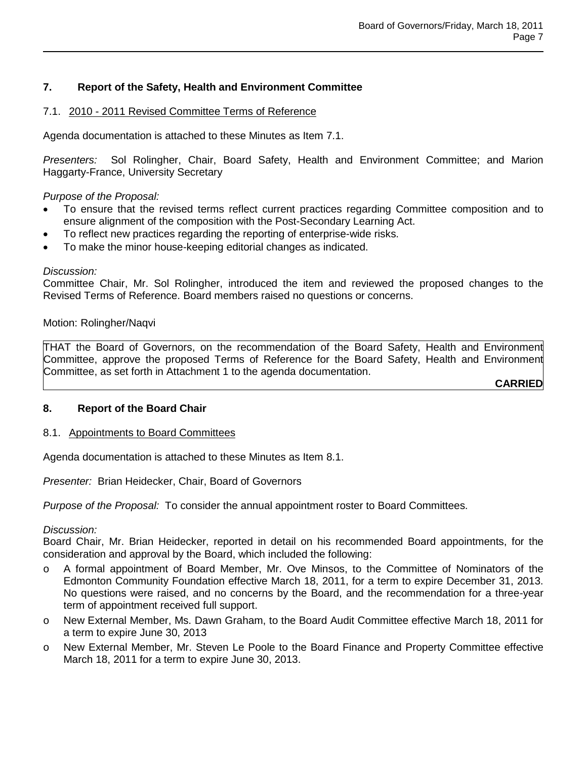## 7. Report of the Safety, Health and Environment Committee

### 7.1. 2010 - 2011 Revised Committee Terms of Reference

Agenda documentation is attached to these Minutes as Item 7.1.

*Presenters:* Sol Rolingher, Chair, Board Safety, Health and Environment Committee; and Marion Haggarty-France, University Secretary

*Purpose of the Proposal:*

- To ensure that the revised terms reflect current practices regarding Committee composition and to ensure alignment of the composition with the Post-Secondary Learning Act.
- To reflect new practices regarding the reporting of enterprise-wide risks.
- To make the minor house-keeping editorial changes as indicated.

*Discussion:*
Committee Chair, Mr. Sol Rolingher, introduced the item and reviewed the proposed changes to the Revised Terms of Reference. Board members raised no questions or concerns.

Motion: Rolingher/Naqvi

THAT the Board of Governors, on the recommendation of the Board Safety, Health and Environment Committee, approve the proposed Terms of Reference for the Board Safety, Health and Environment Committee, as set forth in Attachment 1 to the agenda documentation.

**CARRIED**

## 8. Report of the Board Chair

### 8.1. Appointments to Board Committees

Agenda documentation is attached to these Minutes as Item 8.1.

*Presenter:* Brian Heidecker, Chair, Board of Governors

*Purpose of the Proposal:* To consider the annual appointment roster to Board Committees.

*Discussion:*
Board Chair, Mr. Brian Heidecker, reported in detail on his recommended Board appointments, for the consideration and approval by the Board, which included the following:

- A formal appointment of Board Member, Mr. Ove Minsos, to the Committee of Nominators of the Edmonton Community Foundation effective March 18, 2011, for a term to expire December 31, 2013. No questions were raised, and no concerns by the Board, and the recommendation for a three-year term of appointment received full support.
- New External Member, Ms. Dawn Graham, to the Board Audit Committee effective March 18, 2011 for a term to expire June 30, 2013
- New External Member, Mr. Steven Le Poole to the Board Finance and Property Committee effective March 18, 2011 for a term to expire June 30, 2013.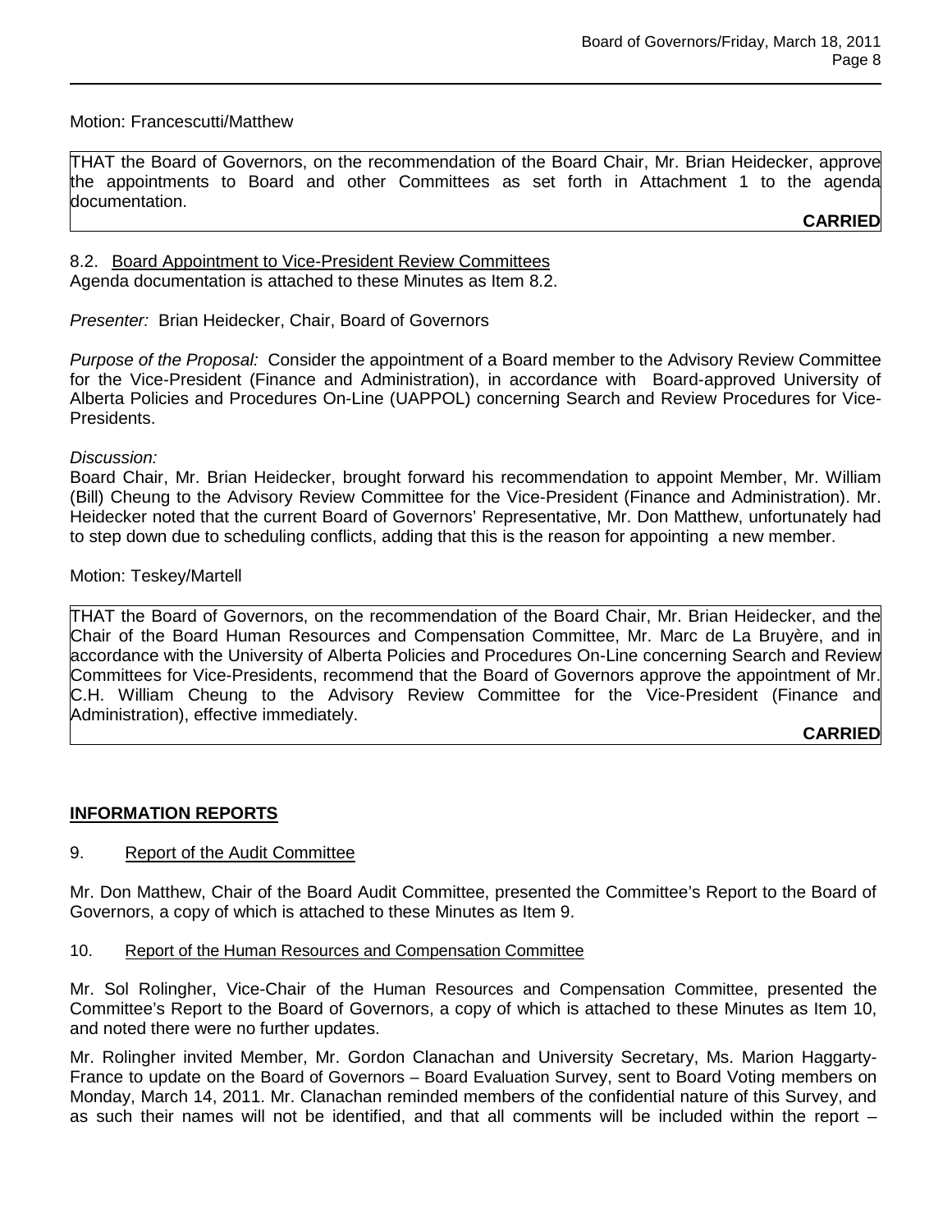Motion: Francescutti/Matthew

THAT the Board of Governors, on the recommendation of the Board Chair, Mr. Brian Heidecker, approve the appointments to Board and other Committees as set forth in Attachment 1 to the agenda documentation.

**CARRIED**

8.2. Board Appointment to Vice-President Review Committees
Agenda documentation is attached to these Minutes as Item 8.2.

*Presenter:* Brian Heidecker, Chair, Board of Governors

*Purpose of the Proposal:* Consider the appointment of a Board member to the Advisory Review Committee for the Vice-President (Finance and Administration), in accordance with Board-approved University of Alberta Policies and Procedures On-Line (UAPPOL) concerning Search and Review Procedures for Vice-Presidents.

*Discussion:*
Board Chair, Mr. Brian Heidecker, brought forward his recommendation to appoint Member, Mr. William (Bill) Cheung to the Advisory Review Committee for the Vice-President (Finance and Administration). Mr. Heidecker noted that the current Board of Governors' Representative, Mr. Don Matthew, unfortunately had to step down due to scheduling conflicts, adding that this is the reason for appointing a new member.

Motion: Teskey/Martell

THAT the Board of Governors, on the recommendation of the Board Chair, Mr. Brian Heidecker, and the Chair of the Board Human Resources and Compensation Committee, Mr. Marc de La Bruyère, and in accordance with the University of Alberta Policies and Procedures On-Line concerning Search and Review Committees for Vice-Presidents, recommend that the Board of Governors approve the appointment of Mr. C.H. William Cheung to the Advisory Review Committee for the Vice-President (Finance and Administration), effective immediately.

**CARRIED**

## INFORMATION REPORTS

9. Report of the Audit Committee

Mr. Don Matthew, Chair of the Board Audit Committee, presented the Committee's Report to the Board of Governors, a copy of which is attached to these Minutes as Item 9.

10. Report of the Human Resources and Compensation Committee

Mr. Sol Rolingher, Vice-Chair of the Human Resources and Compensation Committee, presented the Committee's Report to the Board of Governors, a copy of which is attached to these Minutes as Item 10, and noted there were no further updates.

Mr. Rolingher invited Member, Mr. Gordon Clanachan and University Secretary, Ms. Marion Haggarty-France to update on the Board of Governors – Board Evaluation Survey, sent to Board Voting members on Monday, March 14, 2011. Mr. Clanachan reminded members of the confidential nature of this Survey, and as such their names will not be identified, and that all comments will be included within the report –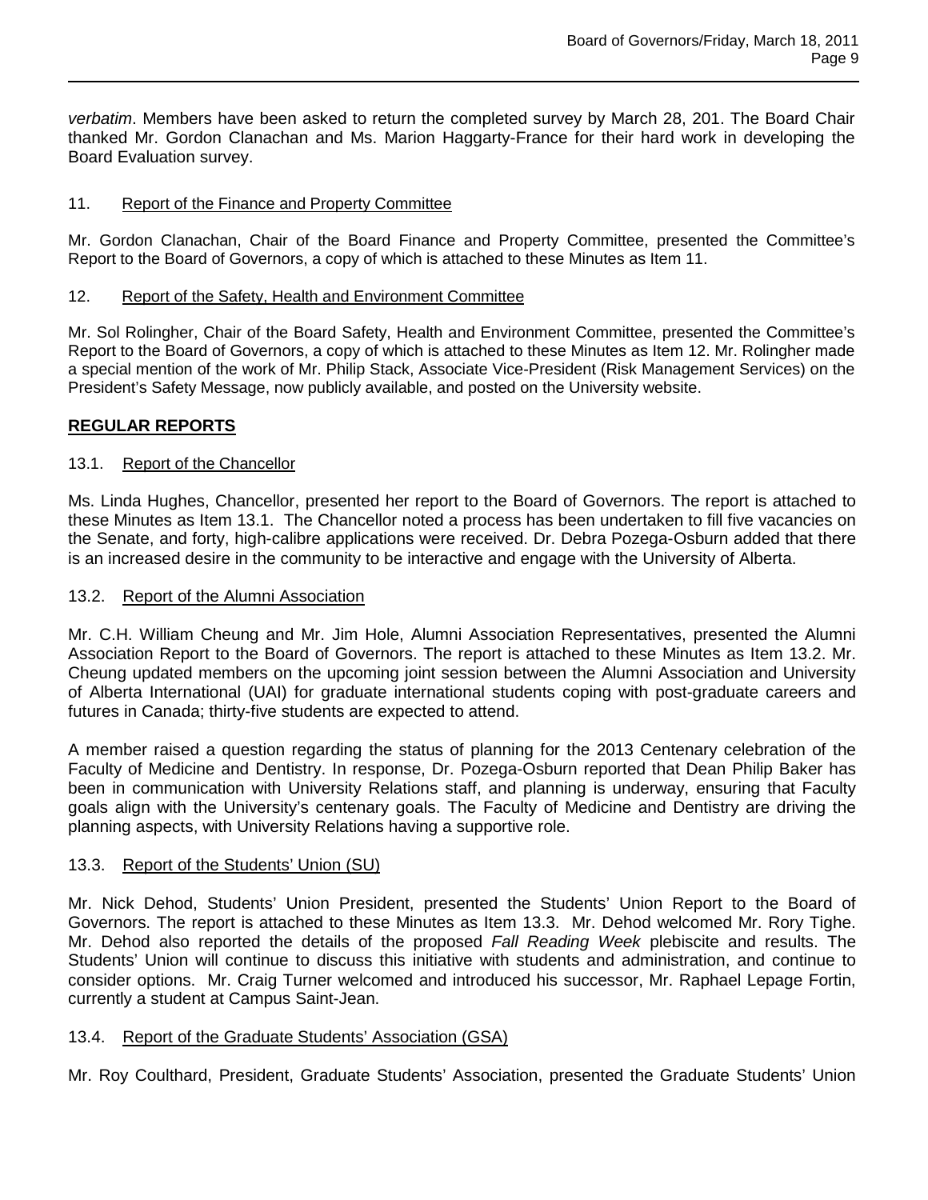*verbatim*. Members have been asked to return the completed survey by March 28, 201. The Board Chair thanked Mr. Gordon Clanachan and Ms. Marion Haggarty-France for their hard work in developing the Board Evaluation survey.

11. Report of the Finance and Property Committee

Mr. Gordon Clanachan, Chair of the Board Finance and Property Committee, presented the Committee's Report to the Board of Governors, a copy of which is attached to these Minutes as Item 11.

12. Report of the Safety, Health and Environment Committee

Mr. Sol Rolingher, Chair of the Board Safety, Health and Environment Committee, presented the Committee's Report to the Board of Governors, a copy of which is attached to these Minutes as Item 12. Mr. Rolingher made a special mention of the work of Mr. Philip Stack, Associate Vice-President (Risk Management Services) on the President's Safety Message, now publicly available, and posted on the University website.

**REGULAR REPORTS**

13.1. Report of the Chancellor

Ms. Linda Hughes, Chancellor, presented her report to the Board of Governors. The report is attached to these Minutes as Item 13.1. The Chancellor noted a process has been undertaken to fill five vacancies on the Senate, and forty, high-calibre applications were received. Dr. Debra Pozega-Osburn added that there is an increased desire in the community to be interactive and engage with the University of Alberta.

13.2. Report of the Alumni Association

Mr. C.H. William Cheung and Mr. Jim Hole, Alumni Association Representatives, presented the Alumni Association Report to the Board of Governors. The report is attached to these Minutes as Item 13.2. Mr. Cheung updated members on the upcoming joint session between the Alumni Association and University of Alberta International (UAI) for graduate international students coping with post-graduate careers and futures in Canada; thirty-five students are expected to attend.

A member raised a question regarding the status of planning for the 2013 Centenary celebration of the Faculty of Medicine and Dentistry. In response, Dr. Pozega-Osburn reported that Dean Philip Baker has been in communication with University Relations staff, and planning is underway, ensuring that Faculty goals align with the University's centenary goals. The Faculty of Medicine and Dentistry are driving the planning aspects, with University Relations having a supportive role.

13.3. Report of the Students' Union (SU)

Mr. Nick Dehod, Students' Union President, presented the Students' Union Report to the Board of Governors. The report is attached to these Minutes as Item 13.3. Mr. Dehod welcomed Mr. Rory Tighe. Mr. Dehod also reported the details of the proposed *Fall Reading Week* plebiscite and results. The Students' Union will continue to discuss this initiative with students and administration, and continue to consider options. Mr. Craig Turner welcomed and introduced his successor, Mr. Raphael Lepage Fortin, currently a student at Campus Saint-Jean.

13.4. Report of the Graduate Students' Association (GSA)

Mr. Roy Coulthard, President, Graduate Students' Association, presented the Graduate Students' Union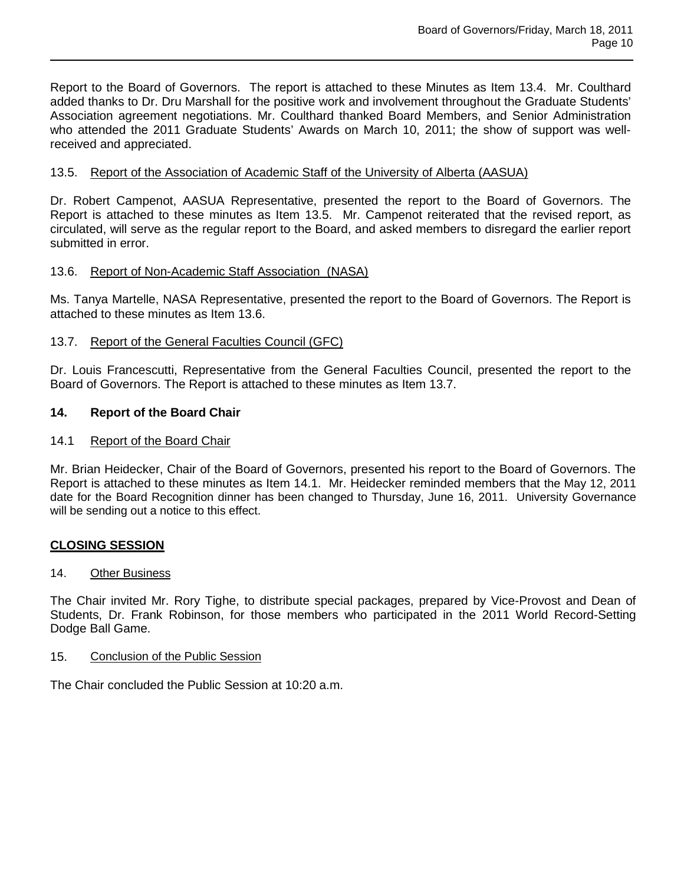Report to the Board of Governors. The report is attached to these Minutes as Item 13.4. Mr. Coulthard added thanks to Dr. Dru Marshall for the positive work and involvement throughout the Graduate Students' Association agreement negotiations. Mr. Coulthard thanked Board Members, and Senior Administration who attended the 2011 Graduate Students' Awards on March 10, 2011; the show of support was well-received and appreciated.

13.5. Report of the Association of Academic Staff of the University of Alberta (AASUA)

Dr. Robert Campenot, AASUA Representative, presented the report to the Board of Governors. The Report is attached to these minutes as Item 13.5. Mr. Campenot reiterated that the revised report, as circulated, will serve as the regular report to the Board, and asked members to disregard the earlier report submitted in error.

13.6. Report of Non-Academic Staff Association (NASA)

Ms. Tanya Martelle, NASA Representative, presented the report to the Board of Governors. The Report is attached to these minutes as Item 13.6.

13.7. Report of the General Faculties Council (GFC)

Dr. Louis Francescutti, Representative from the General Faculties Council, presented the report to the Board of Governors. The Report is attached to these minutes as Item 13.7.

## 14. Report of the Board Chair

14.1 Report of the Board Chair

Mr. Brian Heidecker, Chair of the Board of Governors, presented his report to the Board of Governors. The Report is attached to these minutes as Item 14.1. Mr. Heidecker reminded members that the May 12, 2011 date for the Board Recognition dinner has been changed to Thursday, June 16, 2011. University Governance will be sending out a notice to this effect.

## CLOSING SESSION

14. Other Business

The Chair invited Mr. Rory Tighe, to distribute special packages, prepared by Vice-Provost and Dean of Students, Dr. Frank Robinson, for those members who participated in the 2011 World Record-Setting Dodge Ball Game.

15. Conclusion of the Public Session

The Chair concluded the Public Session at 10:20 a.m.